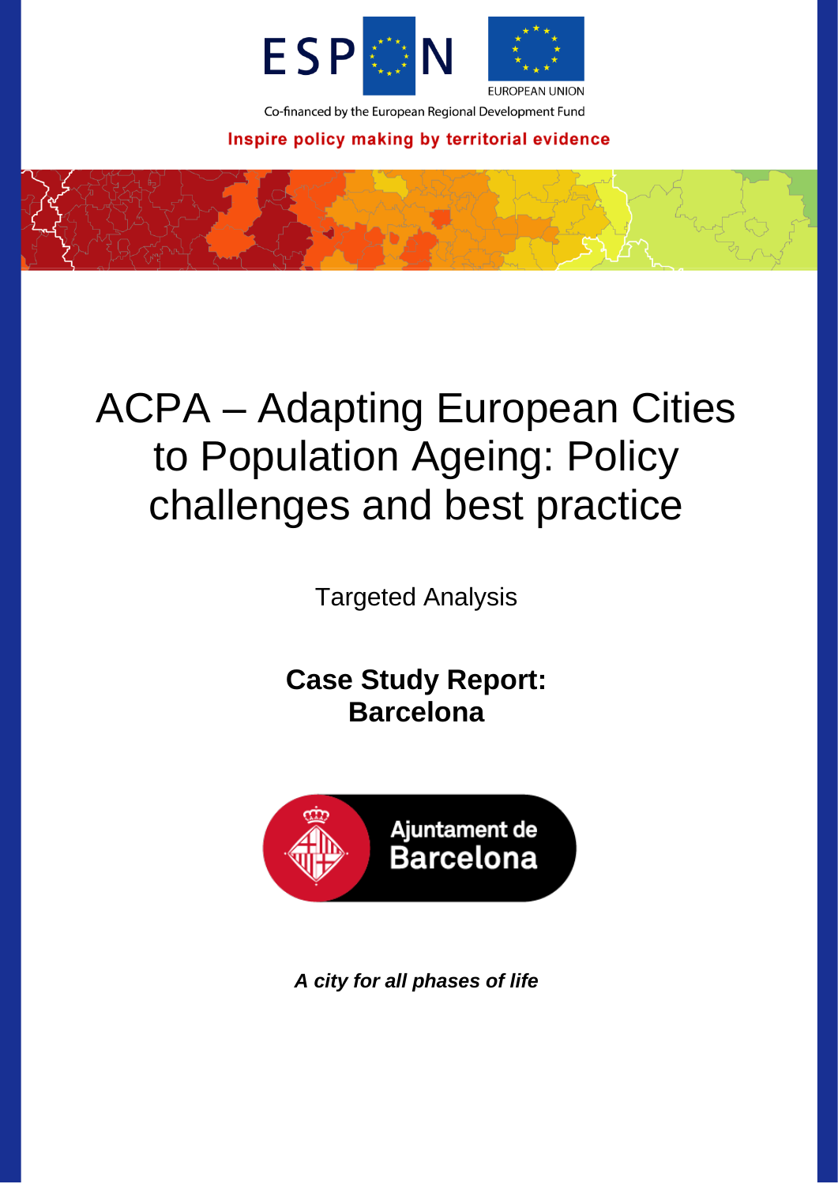ESPON

EUROPEAN UNION

Co-financed by the European Regional Development Fund

**Inspire policy making by territorial evidence**

# ACPA – Adapting European Cities to Population Ageing: Policy challenges and best practice

Targeted Analysis

## Case Study Report: Barcelona

Ajuntament de Barcelona

***A city for all phases of life***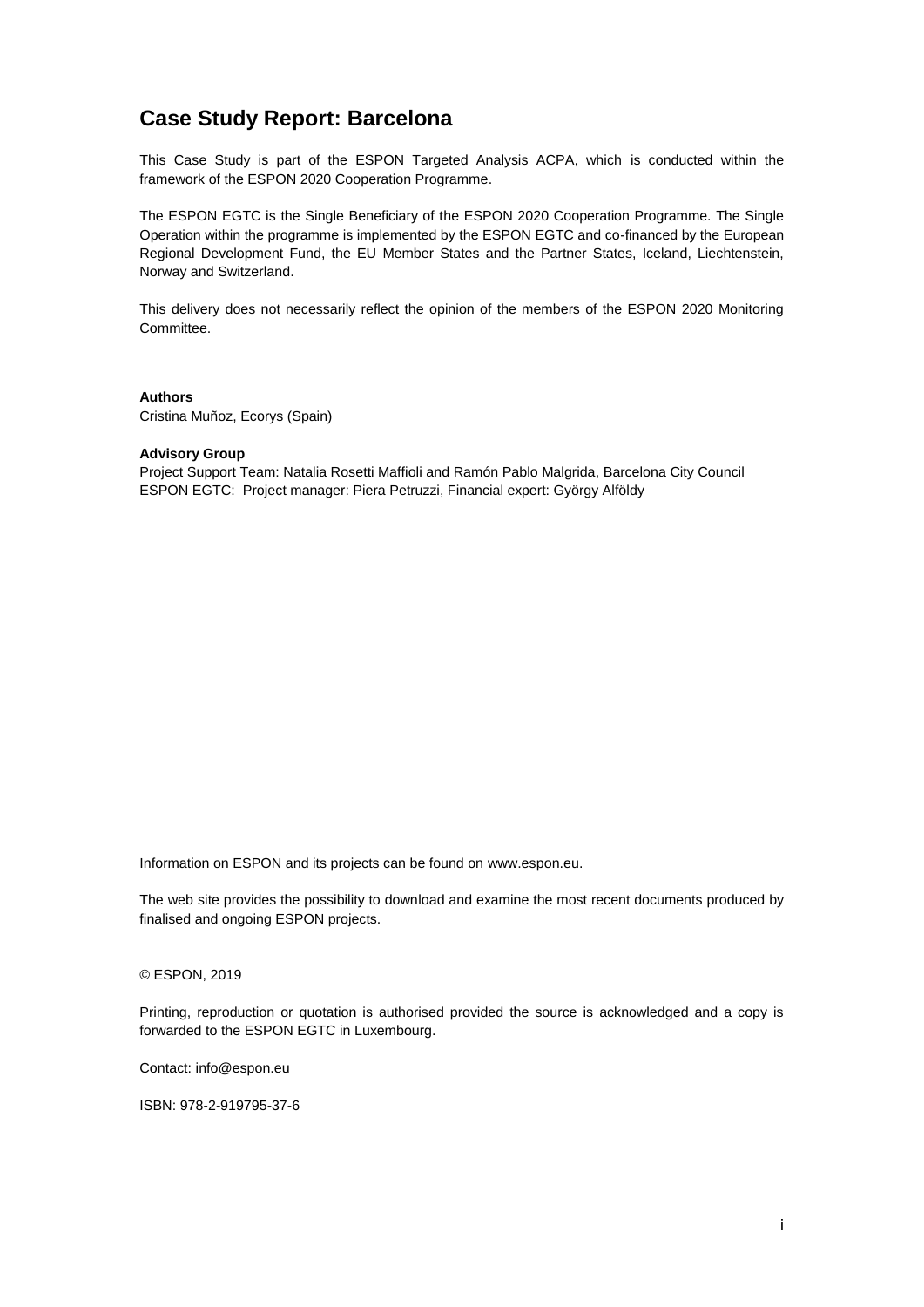# Case Study Report: Barcelona

This Case Study is part of the ESPON Targeted Analysis ACPA, which is conducted within the framework of the ESPON 2020 Cooperation Programme.

The ESPON EGTC is the Single Beneficiary of the ESPON 2020 Cooperation Programme. The Single Operation within the programme is implemented by the ESPON EGTC and co-financed by the European Regional Development Fund, the EU Member States and the Partner States, Iceland, Liechtenstein, Norway and Switzerland.

This delivery does not necessarily reflect the opinion of the members of the ESPON 2020 Monitoring Committee.

**Authors**
Cristina Muñoz, Ecorys (Spain)

**Advisory Group**
Project Support Team: Natalia Rosetti Maffioli and Ramón Pablo Malgrida, Barcelona City Council
ESPON EGTC: Project manager: Piera Petruzzi, Financial expert: György Alföldy

Information on ESPON and its projects can be found on www.espon.eu.

The web site provides the possibility to download and examine the most recent documents produced by finalised and ongoing ESPON projects.

© ESPON, 2019

Printing, reproduction or quotation is authorised provided the source is acknowledged and a copy is forwarded to the ESPON EGTC in Luxembourg.

Contact: info@espon.eu

ISBN: 978-2-919795-37-6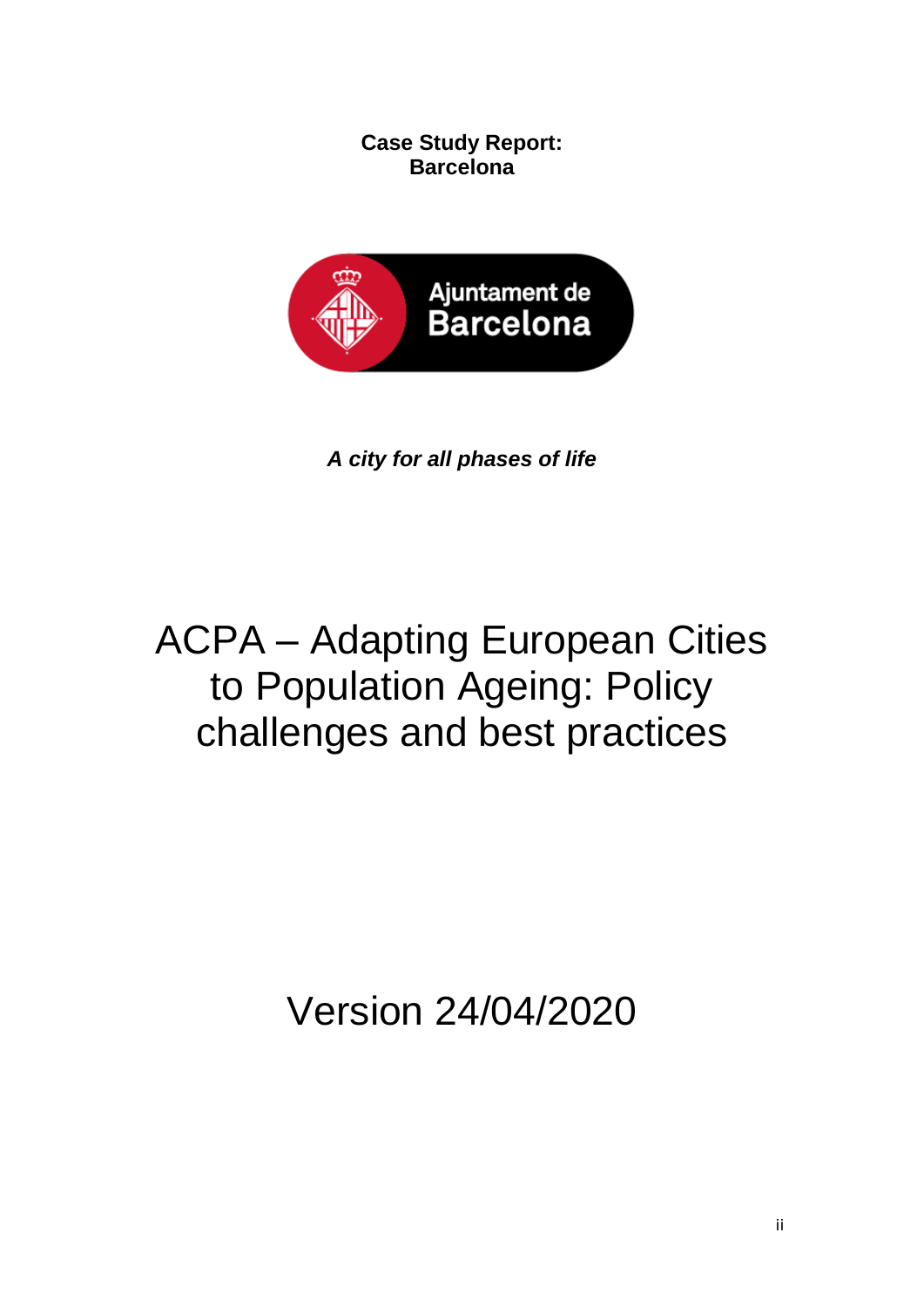**Case Study Report:**
**Barcelona**

Ajuntament de Barcelona

***A city for all phases of life***

# ACPA – Adapting European Cities to Population Ageing: Policy challenges and best practices

Version 24/04/2020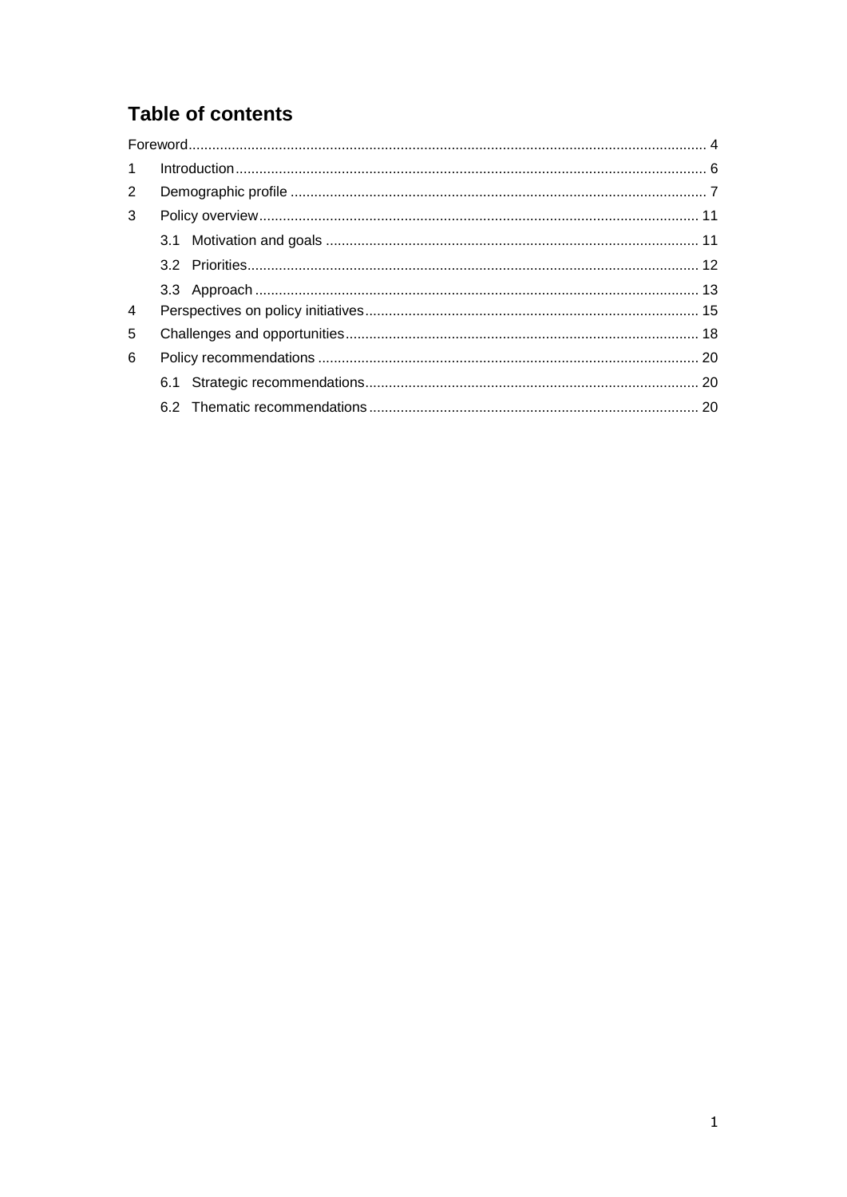# Table of contents

Foreword ... 4

1 Introduction ... 6

2 Demographic profile ... 7

3 Policy overview ... 11

- 3.1 Motivation and goals ... 11
- 3.2 Priorities ... 12
- 3.3 Approach ... 13

4 Perspectives on policy initiatives ... 15

5 Challenges and opportunities ... 18

6 Policy recommendations ... 20

- 6.1 Strategic recommendations ... 20
- 6.2 Thematic recommendations ... 20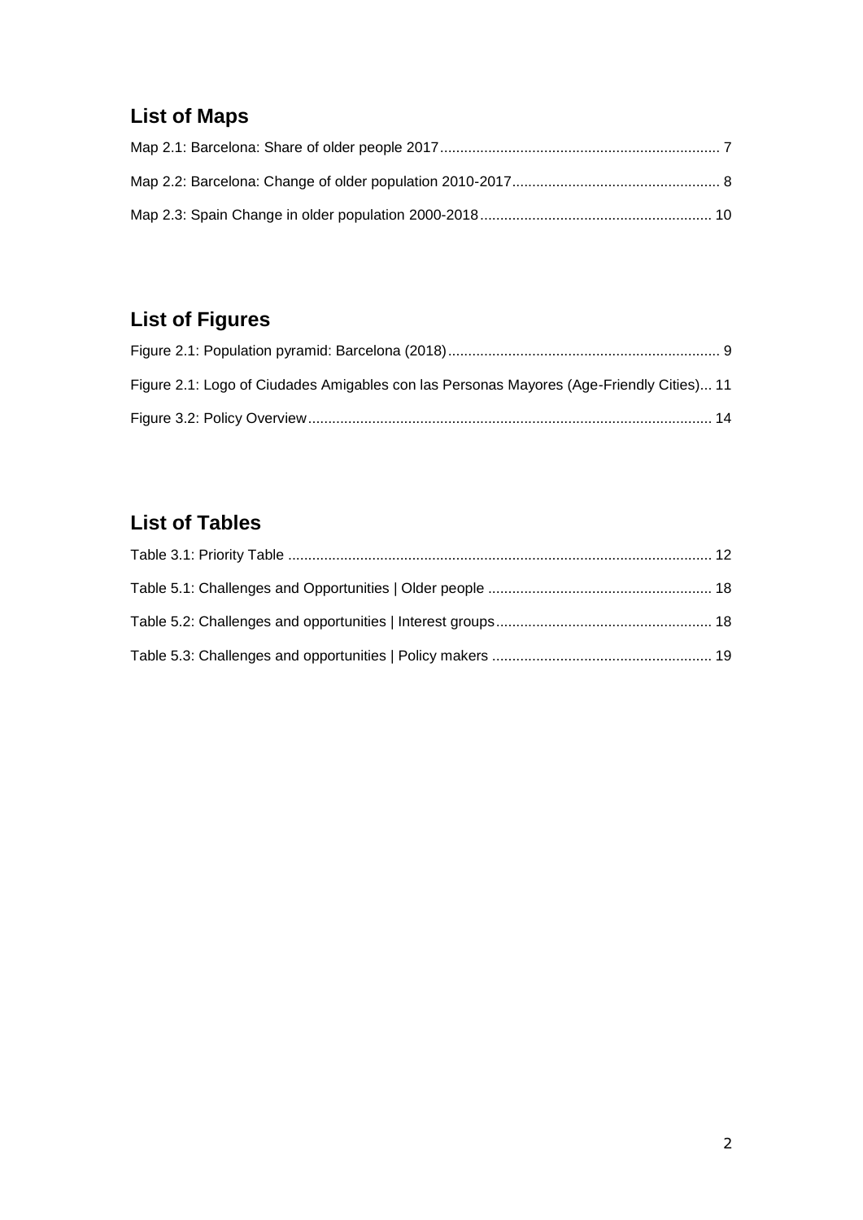## List of Maps

Map 2.1: Barcelona: Share of older people 2017 .......... 7

Map 2.2: Barcelona: Change of older population 2010-2017 .......... 8

Map 2.3: Spain Change in older population 2000-2018 .......... 10

## List of Figures

Figure 2.1: Population pyramid: Barcelona (2018) .......... 9

Figure 2.1: Logo of Ciudades Amigables con las Personas Mayores (Age-Friendly Cities)... 11

Figure 3.2: Policy Overview .......... 14

## List of Tables

Table 3.1: Priority Table .......... 12

Table 5.1: Challenges and Opportunities | Older people .......... 18

Table 5.2: Challenges and opportunities | Interest groups .......... 18

Table 5.3: Challenges and opportunities | Policy makers .......... 19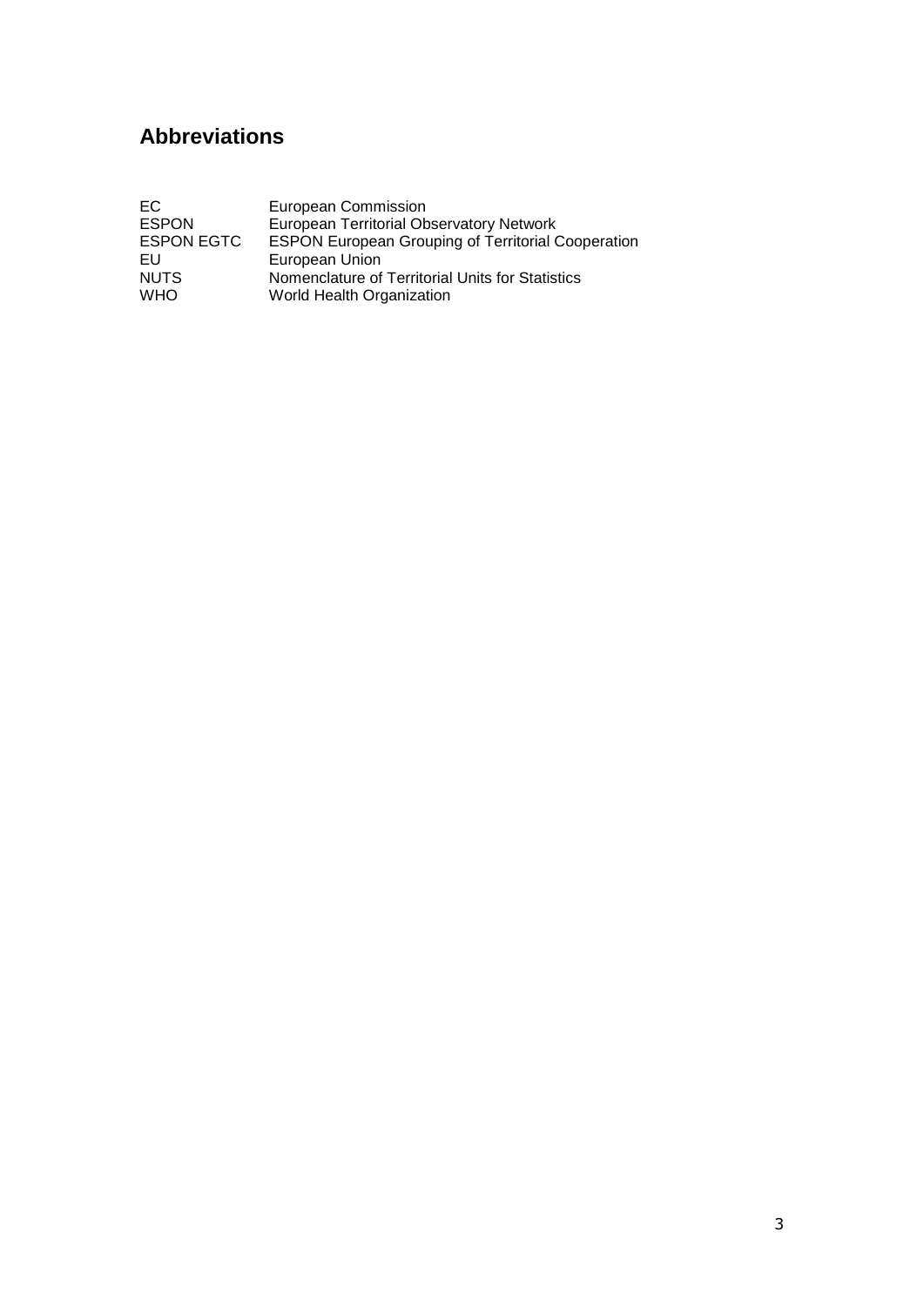## Abbreviations

| | |
|---|---|
| EC | European Commission |
| ESPON | European Territorial Observatory Network |
| ESPON EGTC | ESPON European Grouping of Territorial Cooperation |
| EU | European Union |
| NUTS | Nomenclature of Territorial Units for Statistics |
| WHO | World Health Organization |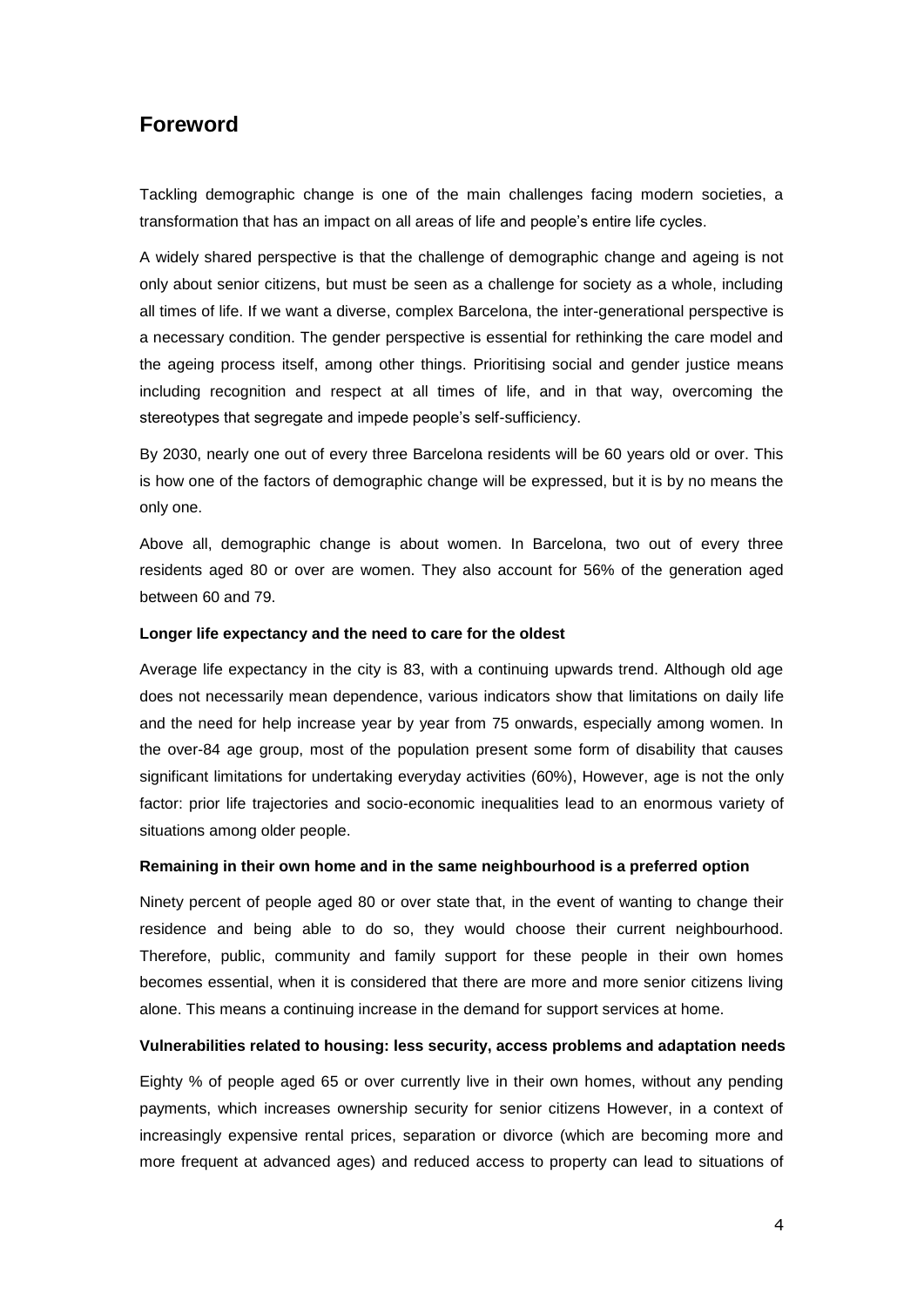## Foreword

Tackling demographic change is one of the main challenges facing modern societies, a transformation that has an impact on all areas of life and people's entire life cycles.

A widely shared perspective is that the challenge of demographic change and ageing is not only about senior citizens, but must be seen as a challenge for society as a whole, including all times of life. If we want a diverse, complex Barcelona, the inter-generational perspective is a necessary condition. The gender perspective is essential for rethinking the care model and the ageing process itself, among other things. Prioritising social and gender justice means including recognition and respect at all times of life, and in that way, overcoming the stereotypes that segregate and impede people's self-sufficiency.

By 2030, nearly one out of every three Barcelona residents will be 60 years old or over. This is how one of the factors of demographic change will be expressed, but it is by no means the only one.

Above all, demographic change is about women. In Barcelona, two out of every three residents aged 80 or over are women. They also account for 56% of the generation aged between 60 and 79.

**Longer life expectancy and the need to care for the oldest**

Average life expectancy in the city is 83, with a continuing upwards trend. Although old age does not necessarily mean dependence, various indicators show that limitations on daily life and the need for help increase year by year from 75 onwards, especially among women. In the over-84 age group, most of the population present some form of disability that causes significant limitations for undertaking everyday activities (60%), However, age is not the only factor: prior life trajectories and socio-economic inequalities lead to an enormous variety of situations among older people.

**Remaining in their own home and in the same neighbourhood is a preferred option**

Ninety percent of people aged 80 or over state that, in the event of wanting to change their residence and being able to do so, they would choose their current neighbourhood. Therefore, public, community and family support for these people in their own homes becomes essential, when it is considered that there are more and more senior citizens living alone. This means a continuing increase in the demand for support services at home.

**Vulnerabilities related to housing: less security, access problems and adaptation needs**

Eighty % of people aged 65 or over currently live in their own homes, without any pending payments, which increases ownership security for senior citizens However, in a context of increasingly expensive rental prices, separation or divorce (which are becoming more and more frequent at advanced ages) and reduced access to property can lead to situations of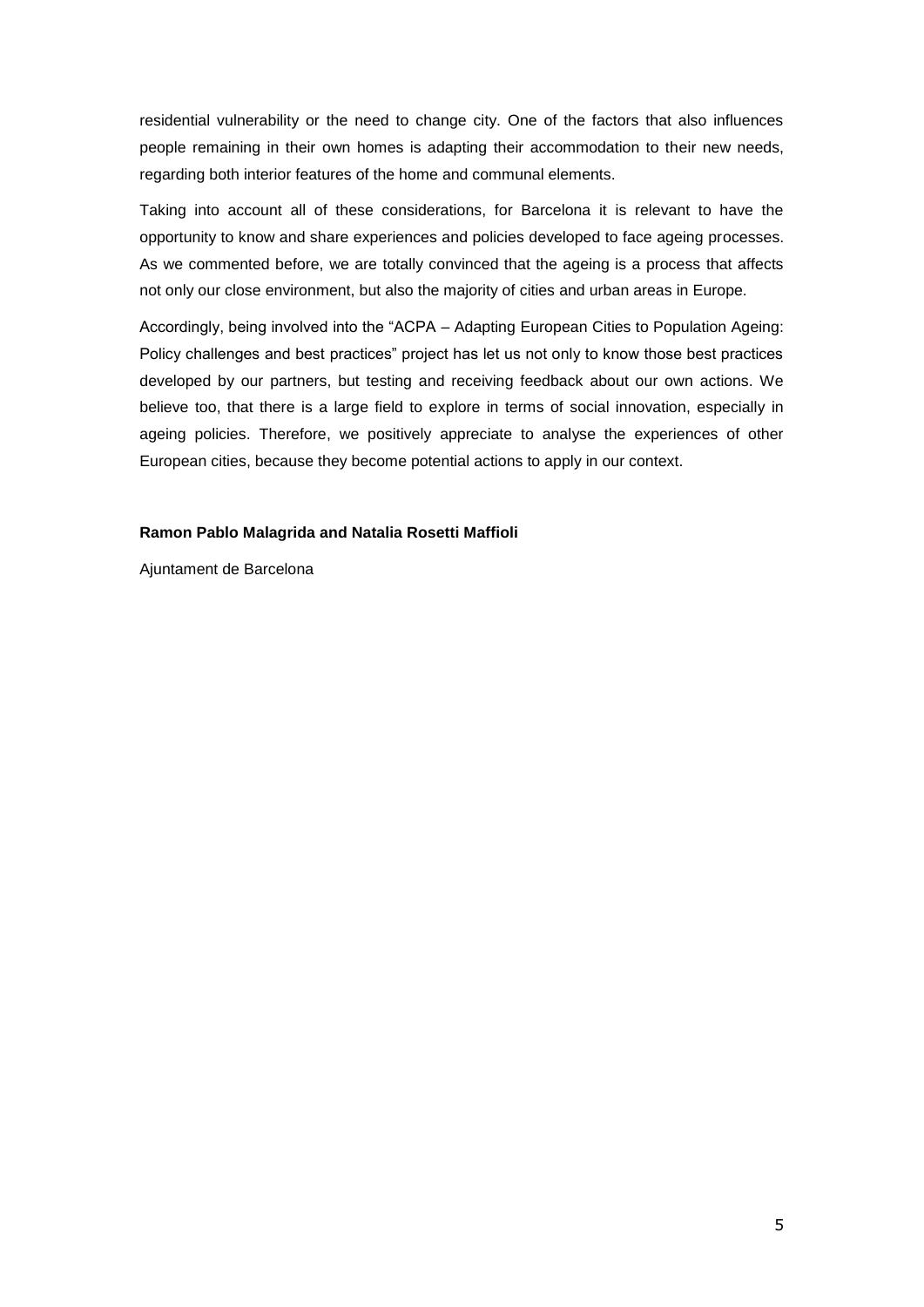residential vulnerability or the need to change city. One of the factors that also influences people remaining in their own homes is adapting their accommodation to their new needs, regarding both interior features of the home and communal elements.

Taking into account all of these considerations, for Barcelona it is relevant to have the opportunity to know and share experiences and policies developed to face ageing processes. As we commented before, we are totally convinced that the ageing is a process that affects not only our close environment, but also the majority of cities and urban areas in Europe.

Accordingly, being involved into the "ACPA – Adapting European Cities to Population Ageing: Policy challenges and best practices" project has let us not only to know those best practices developed by our partners, but testing and receiving feedback about our own actions. We believe too, that there is a large field to explore in terms of social innovation, especially in ageing policies. Therefore, we positively appreciate to analyse the experiences of other European cities, because they become potential actions to apply in our context.

**Ramon Pablo Malagrida and Natalia Rosetti Maffioli**

Ajuntament de Barcelona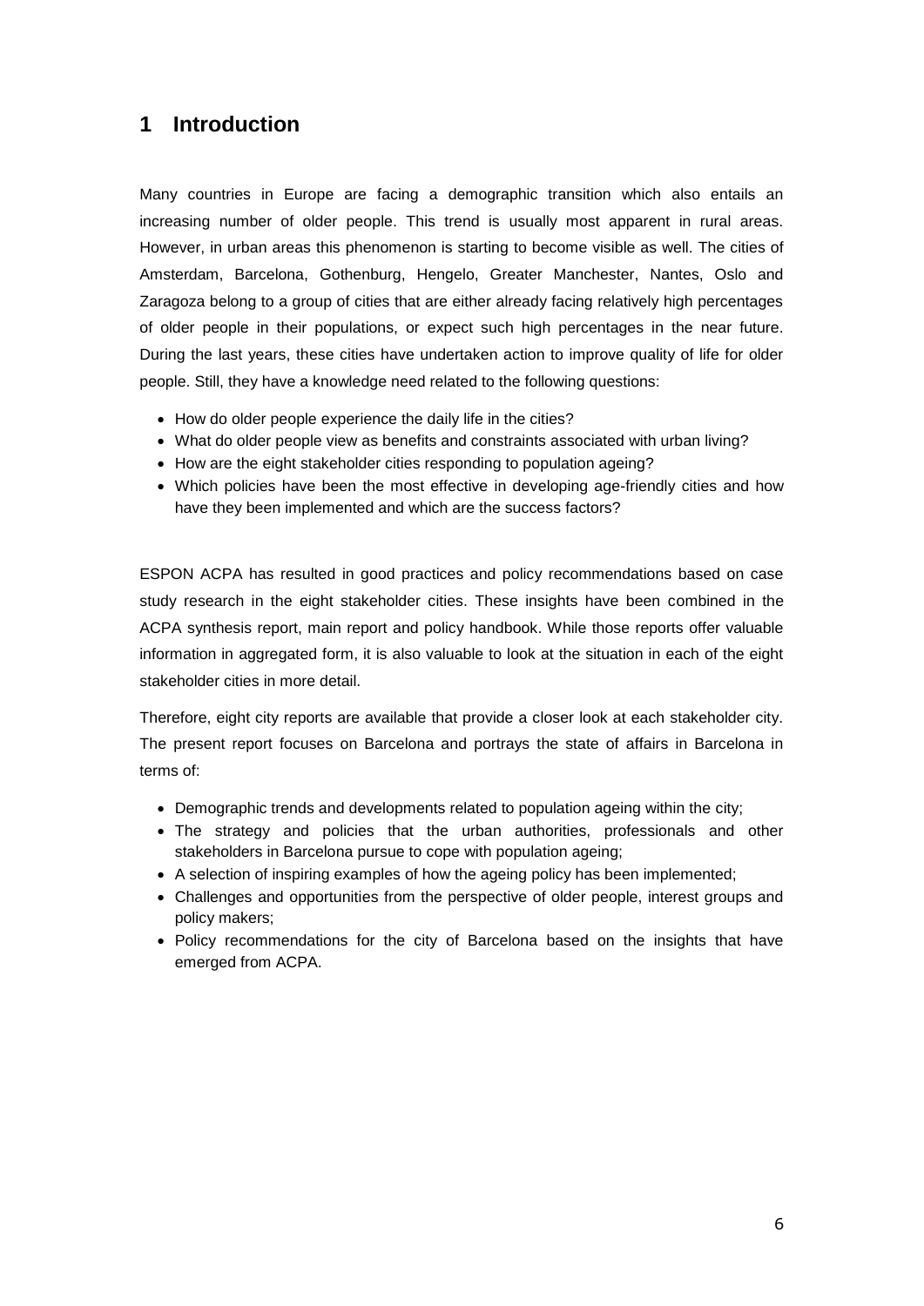# 1 Introduction

Many countries in Europe are facing a demographic transition which also entails an increasing number of older people. This trend is usually most apparent in rural areas. However, in urban areas this phenomenon is starting to become visible as well. The cities of Amsterdam, Barcelona, Gothenburg, Hengelo, Greater Manchester, Nantes, Oslo and Zaragoza belong to a group of cities that are either already facing relatively high percentages of older people in their populations, or expect such high percentages in the near future. During the last years, these cities have undertaken action to improve quality of life for older people. Still, they have a knowledge need related to the following questions:

- How do older people experience the daily life in the cities?
- What do older people view as benefits and constraints associated with urban living?
- How are the eight stakeholder cities responding to population ageing?
- Which policies have been the most effective in developing age-friendly cities and how have they been implemented and which are the success factors?

ESPON ACPA has resulted in good practices and policy recommendations based on case study research in the eight stakeholder cities. These insights have been combined in the ACPA synthesis report, main report and policy handbook. While those reports offer valuable information in aggregated form, it is also valuable to look at the situation in each of the eight stakeholder cities in more detail.

Therefore, eight city reports are available that provide a closer look at each stakeholder city. The present report focuses on Barcelona and portrays the state of affairs in Barcelona in terms of:

- Demographic trends and developments related to population ageing within the city;
- The strategy and policies that the urban authorities, professionals and other stakeholders in Barcelona pursue to cope with population ageing;
- A selection of inspiring examples of how the ageing policy has been implemented;
- Challenges and opportunities from the perspective of older people, interest groups and policy makers;
- Policy recommendations for the city of Barcelona based on the insights that have emerged from ACPA.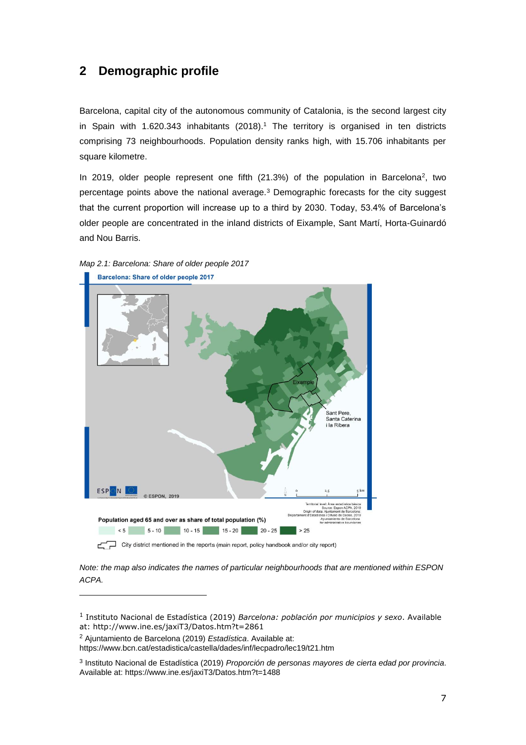## 2 Demographic profile

Barcelona, capital city of the autonomous community of Catalonia, is the second largest city in Spain with 1.620.343 inhabitants (2018).[1] The territory is organised in ten districts comprising 73 neighbourhoods. Population density ranks high, with 15.706 inhabitants per square kilometre.

In 2019, older people represent one fifth (21.3%) of the population in Barcelona[2], two percentage points above the national average.[3] Demographic forecasts for the city suggest that the current proportion will increase up to a third by 2030. Today, 53.4% of Barcelona's older people are concentrated in the inland districts of Eixample, Sant Martí, Horta-Guinardó and Nou Barris.

*Map 2.1: Barcelona: Share of older people 2017*

*Note: the map also indicates the names of particular neighbourhoods that are mentioned within ESPON ACPA.*

---

[1] Instituto Nacional de Estadística (2019) *Barcelona: población por municipios y sexo*. Available at: http://www.ine.es/jaxiT3/Datos.htm?t=2861

[2] Ajuntamiento de Barcelona (2019) *Estadística*. Available at: https://www.bcn.cat/estadistica/castella/dades/inf/lecpadro/lec19/t21.htm

[3] Instituto Nacional de Estadística (2019) *Proporción de personas mayores de cierta edad por provincia*. Available at: https://www.ine.es/jaxiT3/Datos.htm?t=1488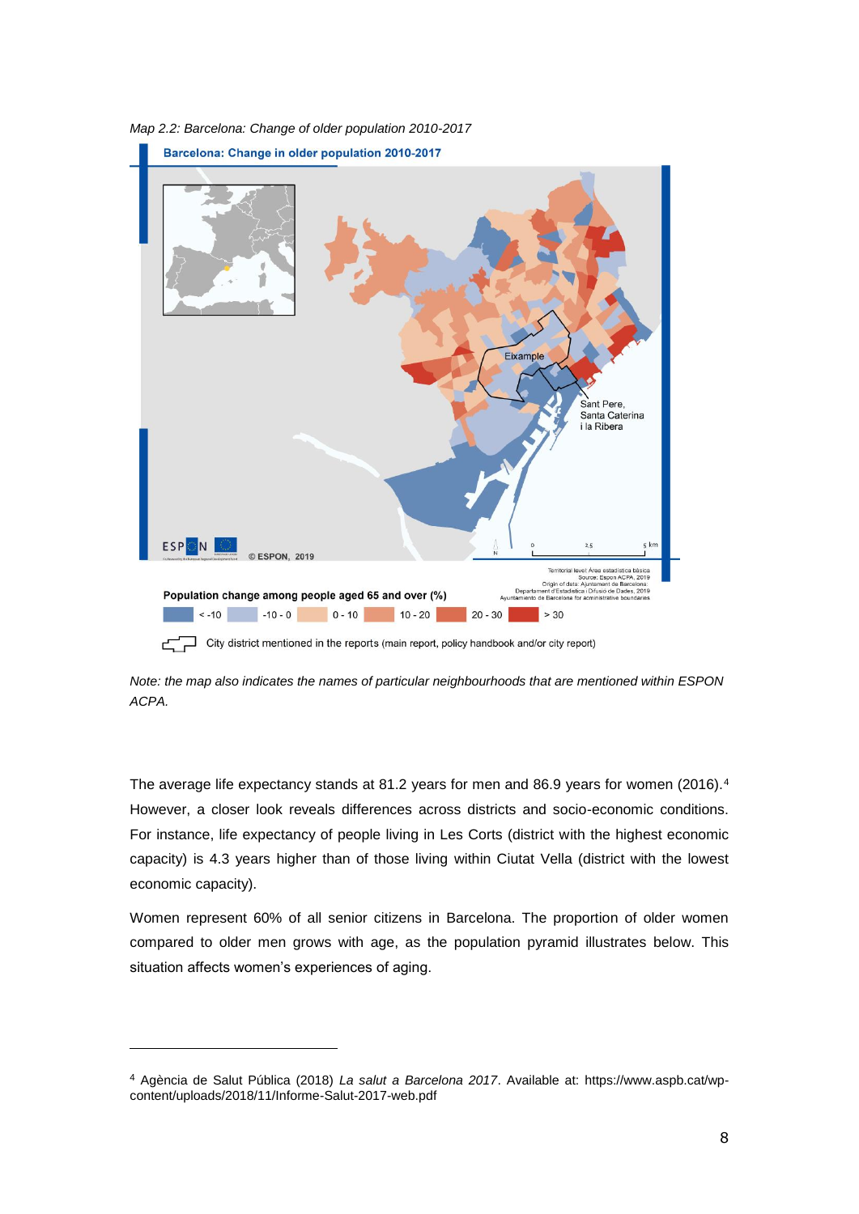*Map 2.2: Barcelona: Change of older population 2010-2017*

*Note: the map also indicates the names of particular neighbourhoods that are mentioned within ESPON ACPA.*

The average life expectancy stands at 81.2 years for men and 86.9 years for women (2016).[4] However, a closer look reveals differences across districts and socio-economic conditions. For instance, life expectancy of people living in Les Corts (district with the highest economic capacity) is 4.3 years higher than of those living within Ciutat Vella (district with the lowest economic capacity).

Women represent 60% of all senior citizens in Barcelona. The proportion of older women compared to older men grows with age, as the population pyramid illustrates below. This situation affects women's experiences of aging.

[4] Agència de Salut Pública (2018) *La salut a Barcelona 2017*. Available at: https://www.aspb.cat/wp-content/uploads/2018/11/Informe-Salut-2017-web.pdf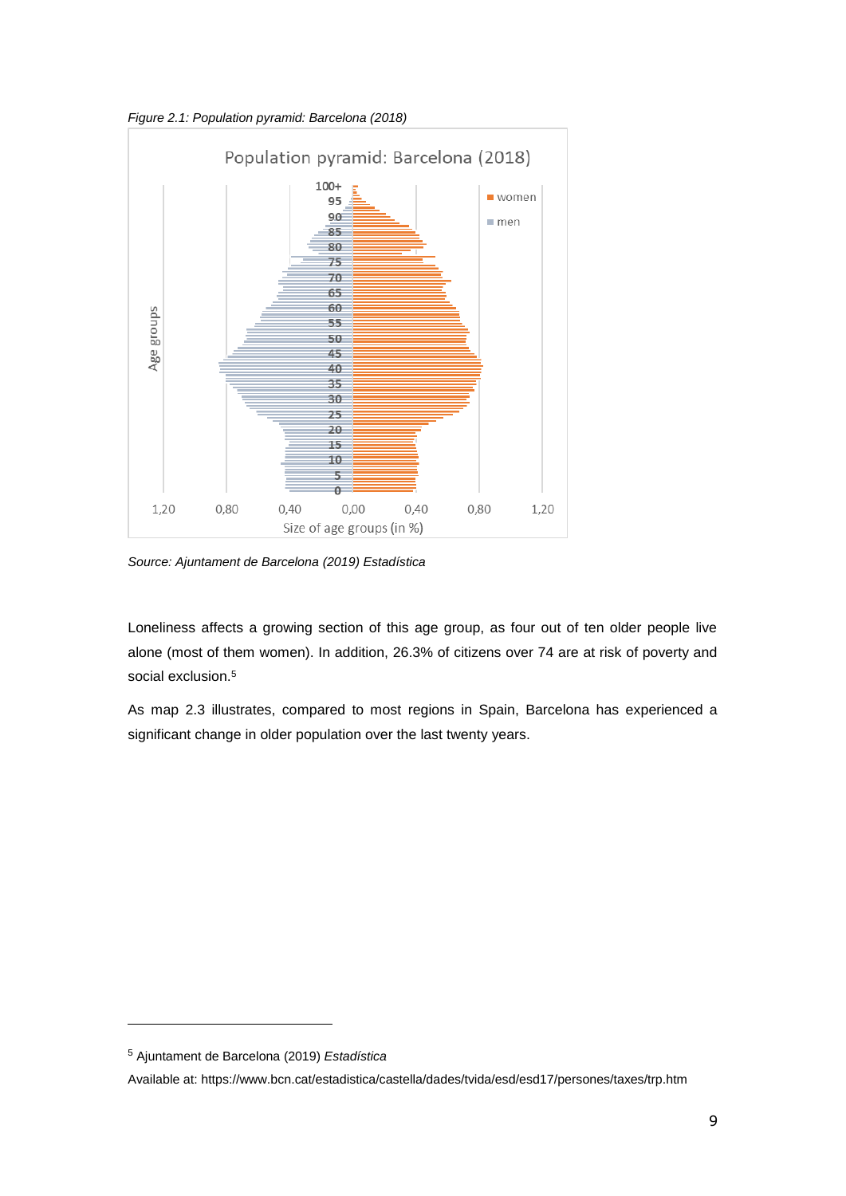*Figure 2.1: Population pyramid: Barcelona (2018)*

*Source: Ajuntament de Barcelona (2019) Estadística*

Loneliness affects a growing section of this age group, as four out of ten older people live alone (most of them women). In addition, 26.3% of citizens over 74 are at risk of poverty and social exclusion.[5]

As map 2.3 illustrates, compared to most regions in Spain, Barcelona has experienced a significant change in older population over the last twenty years.

---

[5] Ajuntament de Barcelona (2019) *Estadística*

Available at: https://www.bcn.cat/estadistica/castella/dades/tvida/esd/esd17/persones/taxes/trp.htm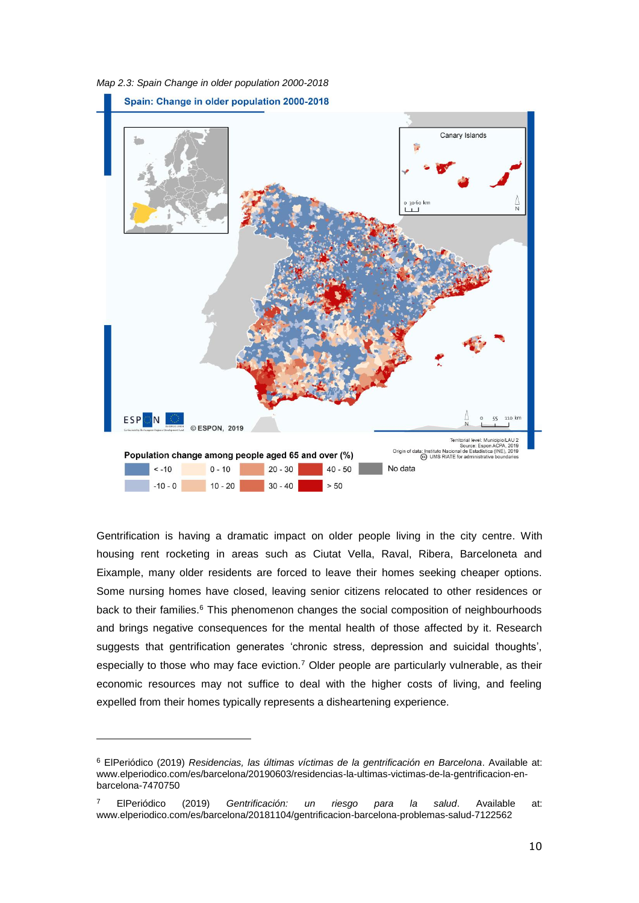*Map 2.3: Spain Change in older population 2000-2018*

Gentrification is having a dramatic impact on older people living in the city centre. With housing rent rocketing in areas such as Ciutat Vella, Raval, Ribera, Barceloneta and Eixample, many older residents are forced to leave their homes seeking cheaper options. Some nursing homes have closed, leaving senior citizens relocated to other residences or back to their families.[6] This phenomenon changes the social composition of neighbourhoods and brings negative consequences for the mental health of those affected by it. Research suggests that gentrification generates 'chronic stress, depression and suicidal thoughts', especially to those who may face eviction.[7] Older people are particularly vulnerable, as their economic resources may not suffice to deal with the higher costs of living, and feeling expelled from their homes typically represents a disheartening experience.

---

[6] ElPeriódico (2019) *Residencias, las últimas víctimas de la gentrificación en Barcelona*. Available at: www.elperiodico.com/es/barcelona/20190603/residencias-la-ultimas-victimas-de-la-gentrificacion-en-barcelona-7470750

[7] ElPeriódico (2019) *Gentrificación: un riesgo para la salud*. Available at: www.elperiodico.com/es/barcelona/20181104/gentrificacion-barcelona-problemas-salud-7122562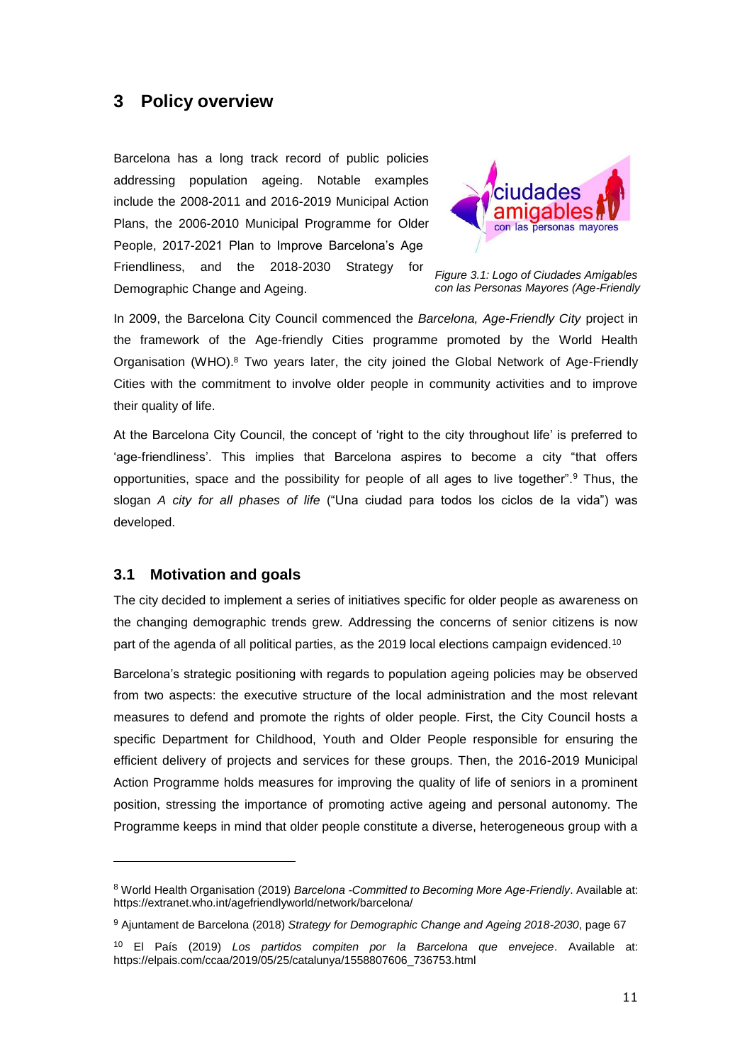# 3 Policy overview

Barcelona has a long track record of public policies addressing population ageing. Notable examples include the 2008-2011 and 2016-2019 Municipal Action Plans, the 2006-2010 Municipal Programme for Older People, 2017-2021 Plan to Improve Barcelona's Age Friendliness, and the 2018-2030 Strategy for Demographic Change and Ageing.

*Figure 3.1: Logo of Ciudades Amigables con las Personas Mayores (Age-Friendly*

In 2009, the Barcelona City Council commenced the *Barcelona, Age-Friendly City* project in the framework of the Age-friendly Cities programme promoted by the World Health Organisation (WHO).[8] Two years later, the city joined the Global Network of Age-Friendly Cities with the commitment to involve older people in community activities and to improve their quality of life.

At the Barcelona City Council, the concept of 'right to the city throughout life' is preferred to 'age-friendliness'. This implies that Barcelona aspires to become a city "that offers opportunities, space and the possibility for people of all ages to live together".[9] Thus, the slogan *A city for all phases of life* ("Una ciudad para todos los ciclos de la vida") was developed.

## 3.1 Motivation and goals

The city decided to implement a series of initiatives specific for older people as awareness on the changing demographic trends grew. Addressing the concerns of senior citizens is now part of the agenda of all political parties, as the 2019 local elections campaign evidenced.[10]

Barcelona's strategic positioning with regards to population ageing policies may be observed from two aspects: the executive structure of the local administration and the most relevant measures to defend and promote the rights of older people. First, the City Council hosts a specific Department for Childhood, Youth and Older People responsible for ensuring the efficient delivery of projects and services for these groups. Then, the 2016-2019 Municipal Action Programme holds measures for improving the quality of life of seniors in a prominent position, stressing the importance of promoting active ageing and personal autonomy. The Programme keeps in mind that older people constitute a diverse, heterogeneous group with a

---

[8] World Health Organisation (2019) *Barcelona -Committed to Becoming More Age-Friendly*. Available at: https://extranet.who.int/agefriendlyworld/network/barcelona/

[9] Ajuntament de Barcelona (2018) *Strategy for Demographic Change and Ageing 2018-2030*, page 67

[10] El País (2019) *Los partidos compiten por la Barcelona que envejece*. Available at: https://elpais.com/ccaa/2019/05/25/catalunya/1558807606_736753.html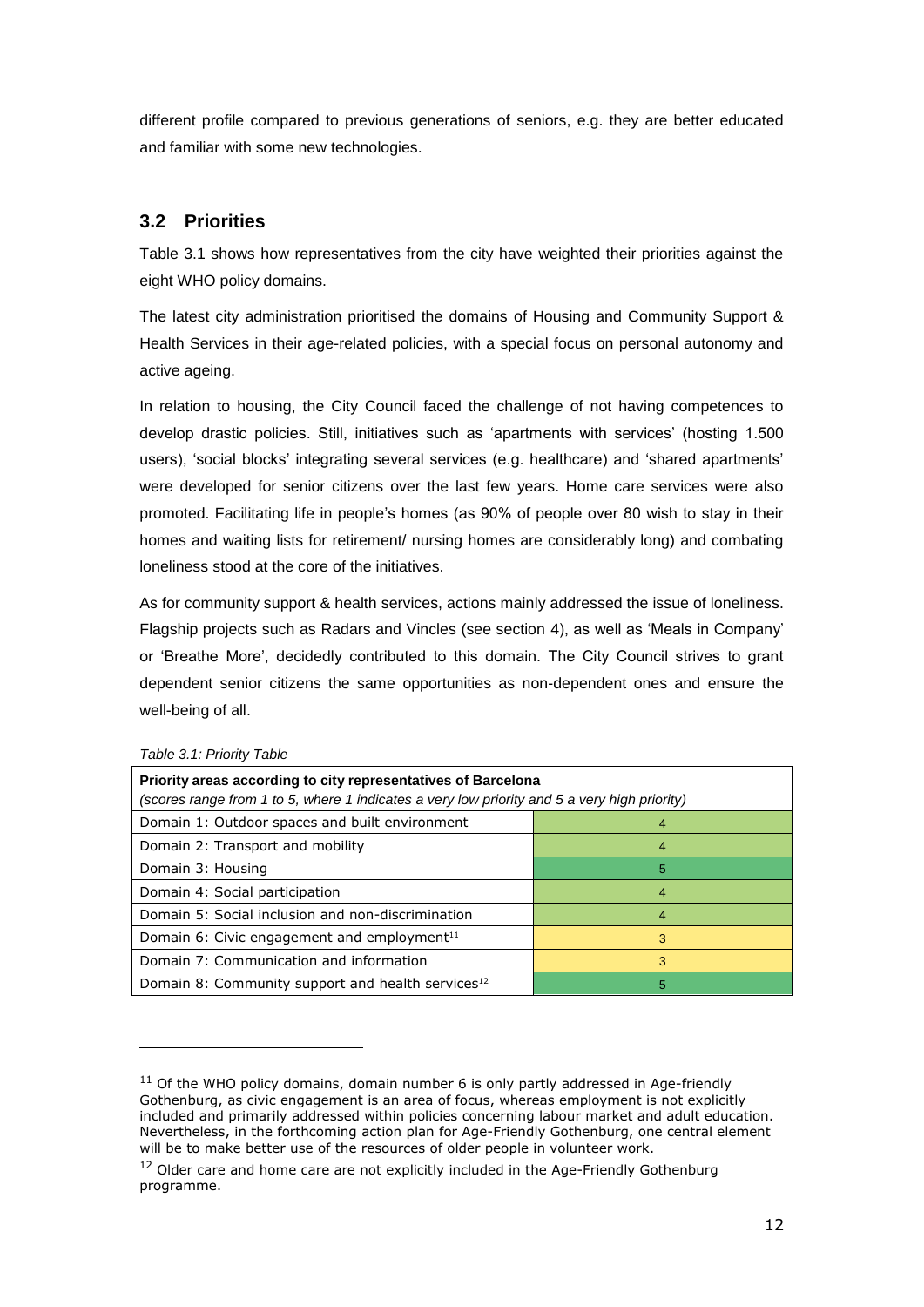different profile compared to previous generations of seniors, e.g. they are better educated and familiar with some new technologies.

## 3.2 Priorities

Table 3.1 shows how representatives from the city have weighted their priorities against the eight WHO policy domains.

The latest city administration prioritised the domains of Housing and Community Support & Health Services in their age-related policies, with a special focus on personal autonomy and active ageing.

In relation to housing, the City Council faced the challenge of not having competences to develop drastic policies. Still, initiatives such as 'apartments with services' (hosting 1.500 users), 'social blocks' integrating several services (e.g. healthcare) and 'shared apartments' were developed for senior citizens over the last few years. Home care services were also promoted. Facilitating life in people's homes (as 90% of people over 80 wish to stay in their homes and waiting lists for retirement/ nursing homes are considerably long) and combating loneliness stood at the core of the initiatives.

As for community support & health services, actions mainly addressed the issue of loneliness. Flagship projects such as Radars and Vincles (see section 4), as well as 'Meals in Company' or 'Breathe More', decidedly contributed to this domain. The City Council strives to grant dependent senior citizens the same opportunities as non-dependent ones and ensure the well-being of all.

*Table 3.1: Priority Table*

| **Priority areas according to city representatives of Barcelona** *(scores range from 1 to 5, where 1 indicates a very low priority and 5 a very high priority)* | |
|---|---|
| Domain 1: Outdoor spaces and built environment | 4 |
| Domain 2: Transport and mobility | 4 |
| Domain 3: Housing | 5 |
| Domain 4: Social participation | 4 |
| Domain 5: Social inclusion and non-discrimination | 4 |
| Domain 6: Civic engagement and employment[11] | 3 |
| Domain 7: Communication and information | 3 |
| Domain 8: Community support and health services[12] | 5 |

[11] Of the WHO policy domains, domain number 6 is only partly addressed in Age-friendly Gothenburg, as civic engagement is an area of focus, whereas employment is not explicitly included and primarily addressed within policies concerning labour market and adult education. Nevertheless, in the forthcoming action plan for Age-Friendly Gothenburg, one central element will be to make better use of the resources of older people in volunteer work.

[12] Older care and home care are not explicitly included in the Age-Friendly Gothenburg programme.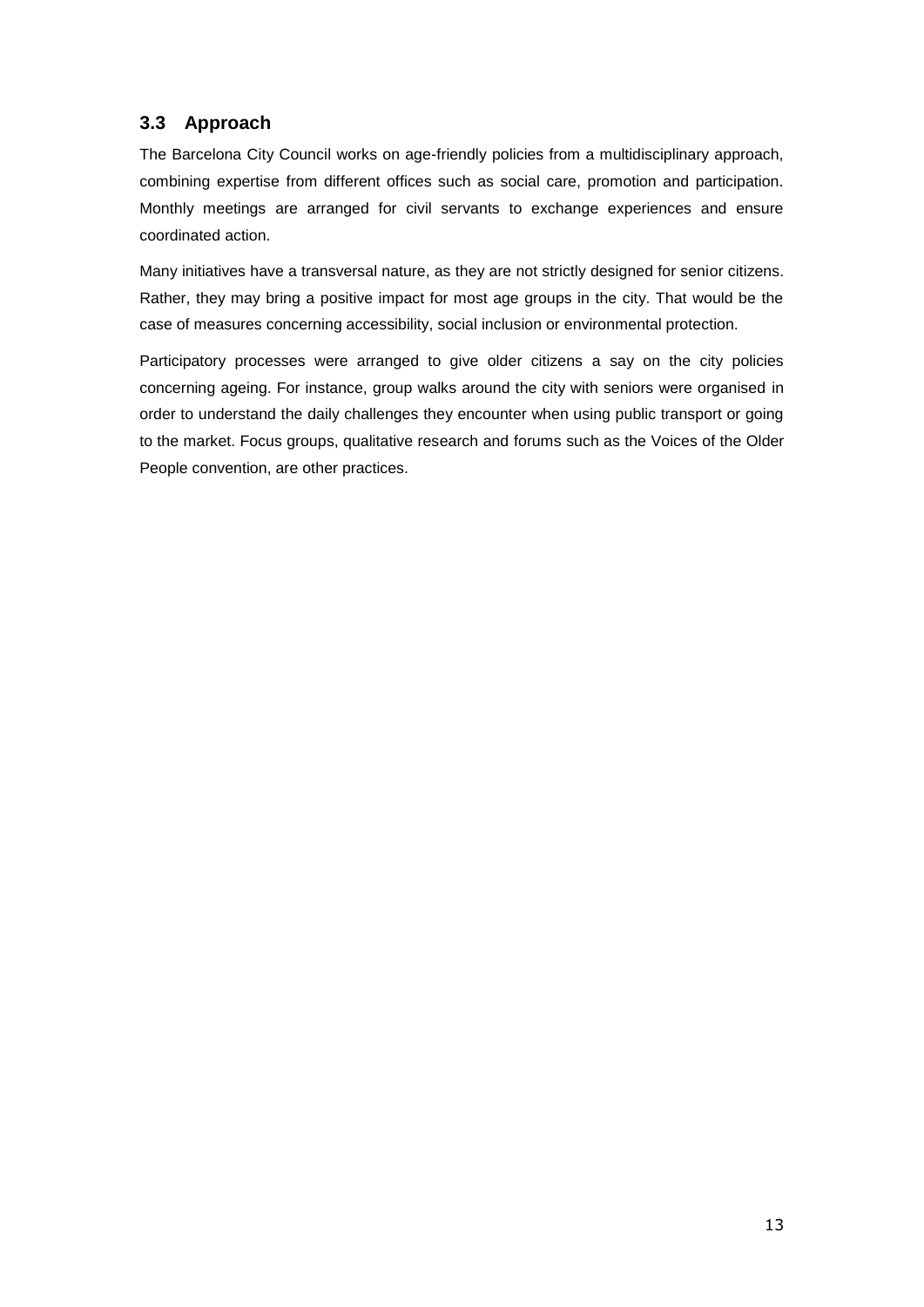### 3.3 Approach

The Barcelona City Council works on age-friendly policies from a multidisciplinary approach, combining expertise from different offices such as social care, promotion and participation. Monthly meetings are arranged for civil servants to exchange experiences and ensure coordinated action.

Many initiatives have a transversal nature, as they are not strictly designed for senior citizens. Rather, they may bring a positive impact for most age groups in the city. That would be the case of measures concerning accessibility, social inclusion or environmental protection.

Participatory processes were arranged to give older citizens a say on the city policies concerning ageing. For instance, group walks around the city with seniors were organised in order to understand the daily challenges they encounter when using public transport or going to the market. Focus groups, qualitative research and forums such as the Voices of the Older People convention, are other practices.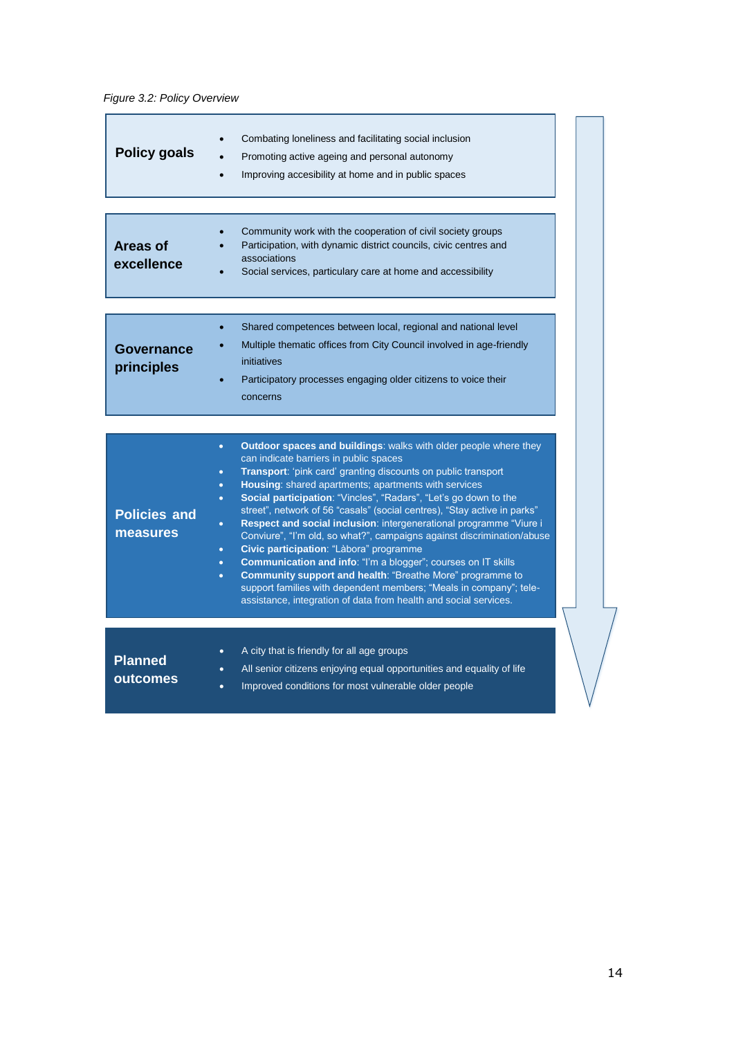*Figure 3.2: Policy Overview*

| | |
|---|---|
| **Policy goals** | • Combating loneliness and facilitating social inclusion<br>• Promoting active ageing and personal autonomy<br>• Improving accessibility at home and in public spaces |
| **Areas of excellence** | • Community work with the cooperation of civil society groups<br>• Participation, with dynamic district councils, civic centres and associations<br>• Social services, particulary care at home and accessibility |
| **Governance principles** | • Shared competences between local, regional and national level<br>• Multiple thematic offices from City Council involved in age-friendly initiatives<br>• Participatory processes engaging older citizens to voice their concerns |
| **Policies and measures** | • **Outdoor spaces and buildings**: walks with older people where they can indicate barriers in public spaces<br>• **Transport**: 'pink card' granting discounts on public transport<br>• **Housing**: shared apartments; apartments with services<br>• **Social participation**: "Vincles", "Radars", "Let's go down to the street", network of 56 "casals" (social centres), "Stay active in parks"<br>• **Respect and social inclusion**: intergenerational programme "Viure i Conviure", "I'm old, so what?", campaigns against discrimination/abuse<br>• **Civic participation**: "Làbora" programme<br>• **Communication and info**: "I'm a blogger"; courses on IT skills<br>• **Community support and health**: "Breathe More" programme to support families with dependent members; "Meals in company"; tele-assistance, integration of data from health and social services. |
| **Planned outcomes** | • A city that is friendly for all age groups<br>• All senior citizens enjoying equal opportunities and equality of life<br>• Improved conditions for most vulnerable older people |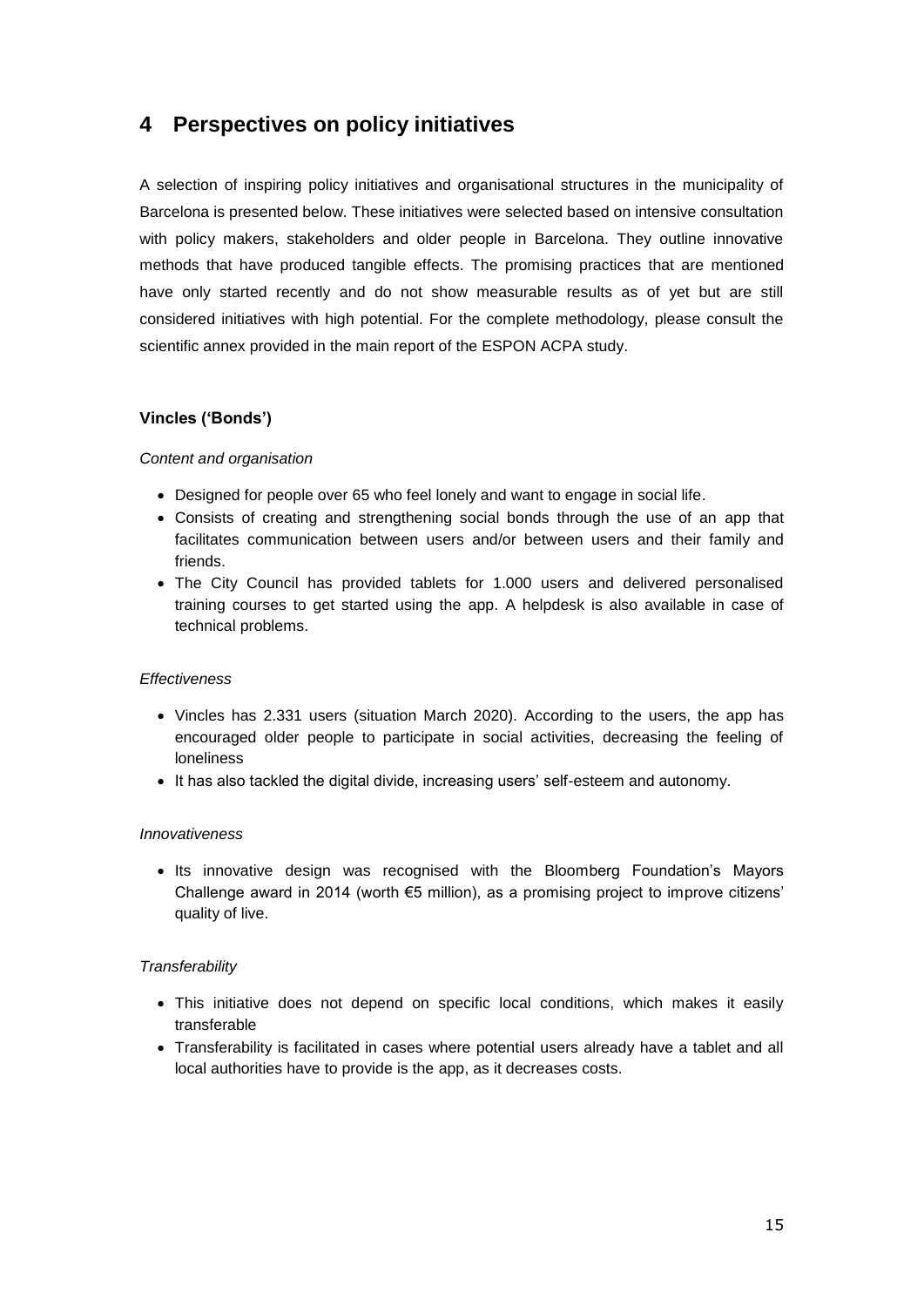# 4 Perspectives on policy initiatives

A selection of inspiring policy initiatives and organisational structures in the municipality of Barcelona is presented below. These initiatives were selected based on intensive consultation with policy makers, stakeholders and older people in Barcelona. They outline innovative methods that have produced tangible effects. The promising practices that are mentioned have only started recently and do not show measurable results as of yet but are still considered initiatives with high potential. For the complete methodology, please consult the scientific annex provided in the main report of the ESPON ACPA study.

**Vincles ('Bonds')**

*Content and organisation*

- Designed for people over 65 who feel lonely and want to engage in social life.
- Consists of creating and strengthening social bonds through the use of an app that facilitates communication between users and/or between users and their family and friends.
- The City Council has provided tablets for 1.000 users and delivered personalised training courses to get started using the app. A helpdesk is also available in case of technical problems.

*Effectiveness*

- Vincles has 2.331 users (situation March 2020). According to the users, the app has encouraged older people to participate in social activities, decreasing the feeling of loneliness
- It has also tackled the digital divide, increasing users' self-esteem and autonomy.

*Innovativeness*

- Its innovative design was recognised with the Bloomberg Foundation's Mayors Challenge award in 2014 (worth €5 million), as a promising project to improve citizens' quality of live.

*Transferability*

- This initiative does not depend on specific local conditions, which makes it easily transferable
- Transferability is facilitated in cases where potential users already have a tablet and all local authorities have to provide is the app, as it decreases costs.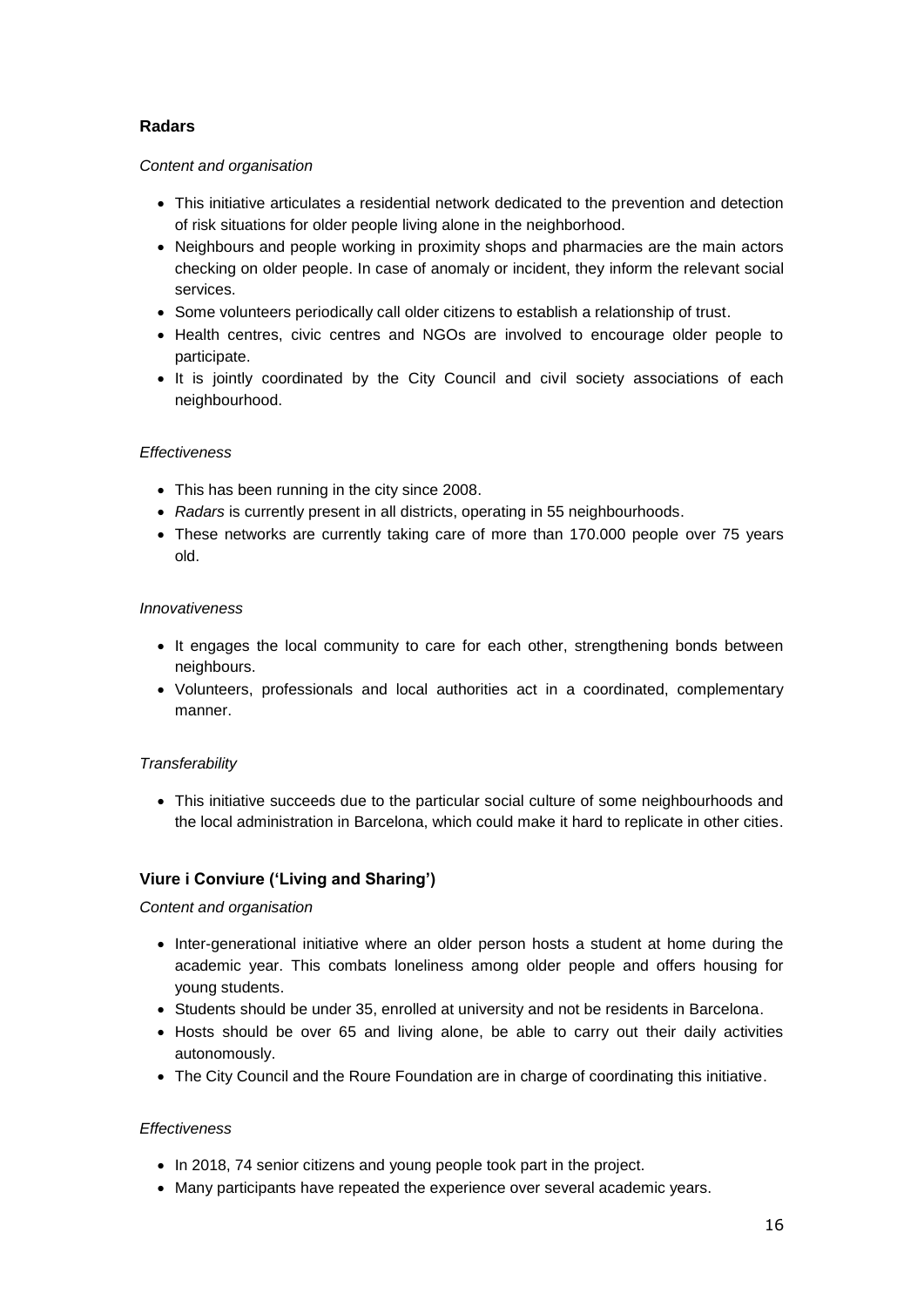### Radars

*Content and organisation*

- This initiative articulates a residential network dedicated to the prevention and detection of risk situations for older people living alone in the neighborhood.
- Neighbours and people working in proximity shops and pharmacies are the main actors checking on older people. In case of anomaly or incident, they inform the relevant social services.
- Some volunteers periodically call older citizens to establish a relationship of trust.
- Health centres, civic centres and NGOs are involved to encourage older people to participate.
- It is jointly coordinated by the City Council and civil society associations of each neighbourhood.

*Effectiveness*

- This has been running in the city since 2008.
- *Radars* is currently present in all districts, operating in 55 neighbourhoods.
- These networks are currently taking care of more than 170.000 people over 75 years old.

*Innovativeness*

- It engages the local community to care for each other, strengthening bonds between neighbours.
- Volunteers, professionals and local authorities act in a coordinated, complementary manner.

*Transferability*

- This initiative succeeds due to the particular social culture of some neighbourhoods and the local administration in Barcelona, which could make it hard to replicate in other cities.

### Viure i Conviure ('Living and Sharing')

*Content and organisation*

- Inter-generational initiative where an older person hosts a student at home during the academic year. This combats loneliness among older people and offers housing for young students.
- Students should be under 35, enrolled at university and not be residents in Barcelona.
- Hosts should be over 65 and living alone, be able to carry out their daily activities autonomously.
- The City Council and the Roure Foundation are in charge of coordinating this initiative.

*Effectiveness*

- In 2018, 74 senior citizens and young people took part in the project.
- Many participants have repeated the experience over several academic years.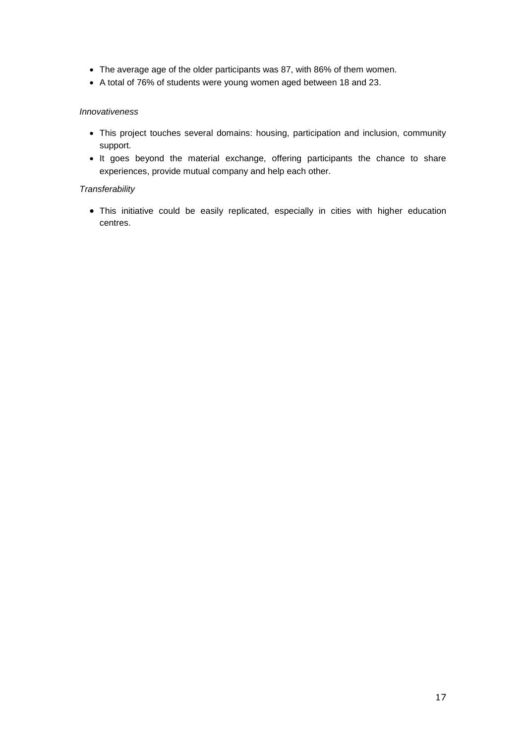- The average age of the older participants was 87, with 86% of them women.
- A total of 76% of students were young women aged between 18 and 23.

*Innovativeness*

- This project touches several domains: housing, participation and inclusion, community support.
- It goes beyond the material exchange, offering participants the chance to share experiences, provide mutual company and help each other.

*Transferability*

- This initiative could be easily replicated, especially in cities with higher education centres.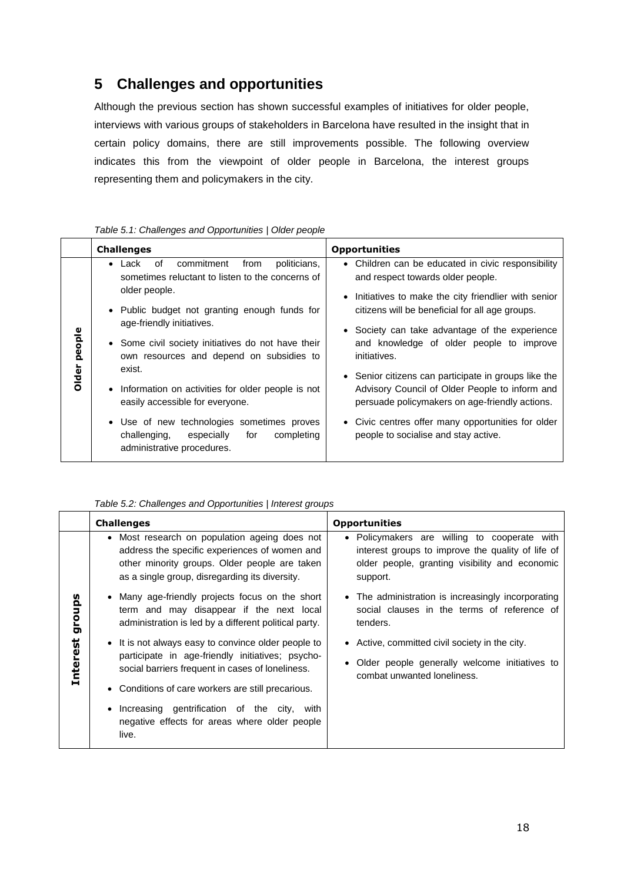## 5 Challenges and opportunities

Although the previous section has shown successful examples of initiatives for older people, interviews with various groups of stakeholders in Barcelona have resulted in the insight that in certain policy domains, there are still improvements possible. The following overview indicates this from the viewpoint of older people in Barcelona, the interest groups representing them and policymakers in the city.

*Table 5.1: Challenges and Opportunities | Older people*

| | **Challenges** | **Opportunities** |
|---|---|---|
| **Older people** | • Lack of commitment from politicians, sometimes reluctant to listen to the concerns of older people.<br>• Public budget not granting enough funds for age-friendly initiatives.<br>• Some civil society initiatives do not have their own resources and depend on subsidies to exist.<br>• Information on activities for older people is not easily accessible for everyone.<br>• Use of new technologies sometimes proves challenging, especially for completing administrative procedures. | • Children can be educated in civic responsibility and respect towards older people.<br>• Initiatives to make the city friendlier with senior citizens will be beneficial for all age groups.<br>• Society can take advantage of the experience and knowledge of older people to improve initiatives.<br>• Senior citizens can participate in groups like the Advisory Council of Older People to inform and persuade policymakers on age-friendly actions.<br>• Civic centres offer many opportunities for older people to socialise and stay active. |

*Table 5.2: Challenges and Opportunities | Interest groups*

| | **Challenges** | **Opportunities** |
|---|---|---|
| **Interest groups** | • Most research on population ageing does not address the specific experiences of women and other minority groups. Older people are taken as a single group, disregarding its diversity.<br>• Many age-friendly projects focus on the short term and may disappear if the next local administration is led by a different political party.<br>• It is not always easy to convince older people to participate in age-friendly initiatives; psycho-social barriers frequent in cases of loneliness.<br>• Conditions of care workers are still precarious.<br>• Increasing gentrification of the city, with negative effects for areas where older people live. | • Policymakers are willing to cooperate with interest groups to improve the quality of life of older people, granting visibility and economic support.<br>• The administration is increasingly incorporating social clauses in the terms of reference of tenders.<br>• Active, committed civil society in the city.<br>• Older people generally welcome initiatives to combat unwanted loneliness. |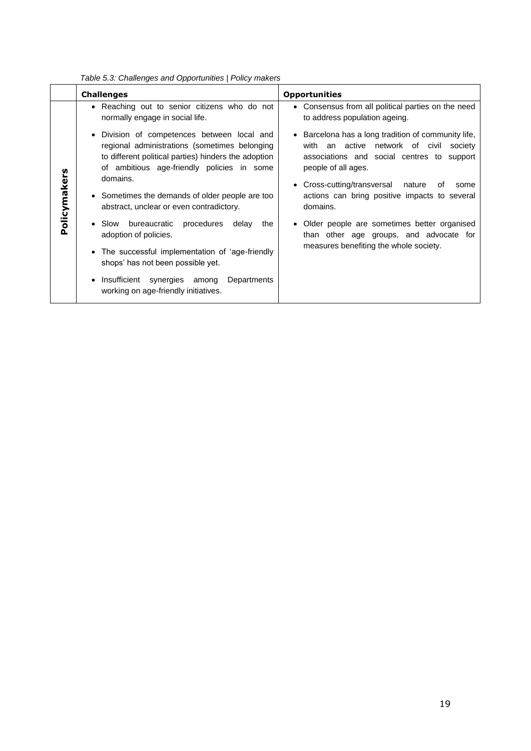*Table 5.3: Challenges and Opportunities | Policy makers*

| | Challenges | Opportunities |
|---|---|---|
| **Policymakers** | • Reaching out to senior citizens who do not normally engage in social life.<br>• Division of competences between local and regional administrations (sometimes belonging to different political parties) hinders the adoption of ambitious age-friendly policies in some domains.<br>• Sometimes the demands of older people are too abstract, unclear or even contradictory.<br>• Slow bureaucratic procedures delay the adoption of policies.<br>• The successful implementation of 'age-friendly shops' has not been possible yet.<br>• Insufficient synergies among Departments working on age-friendly initiatives. | • Consensus from all political parties on the need to address population ageing.<br>• Barcelona has a long tradition of community life, with an active network of civil society associations and social centres to support people of all ages.<br>• Cross-cutting/transversal nature of some actions can bring positive impacts to several domains.<br>• Older people are sometimes better organised than other age groups, and advocate for measures benefiting the whole society. |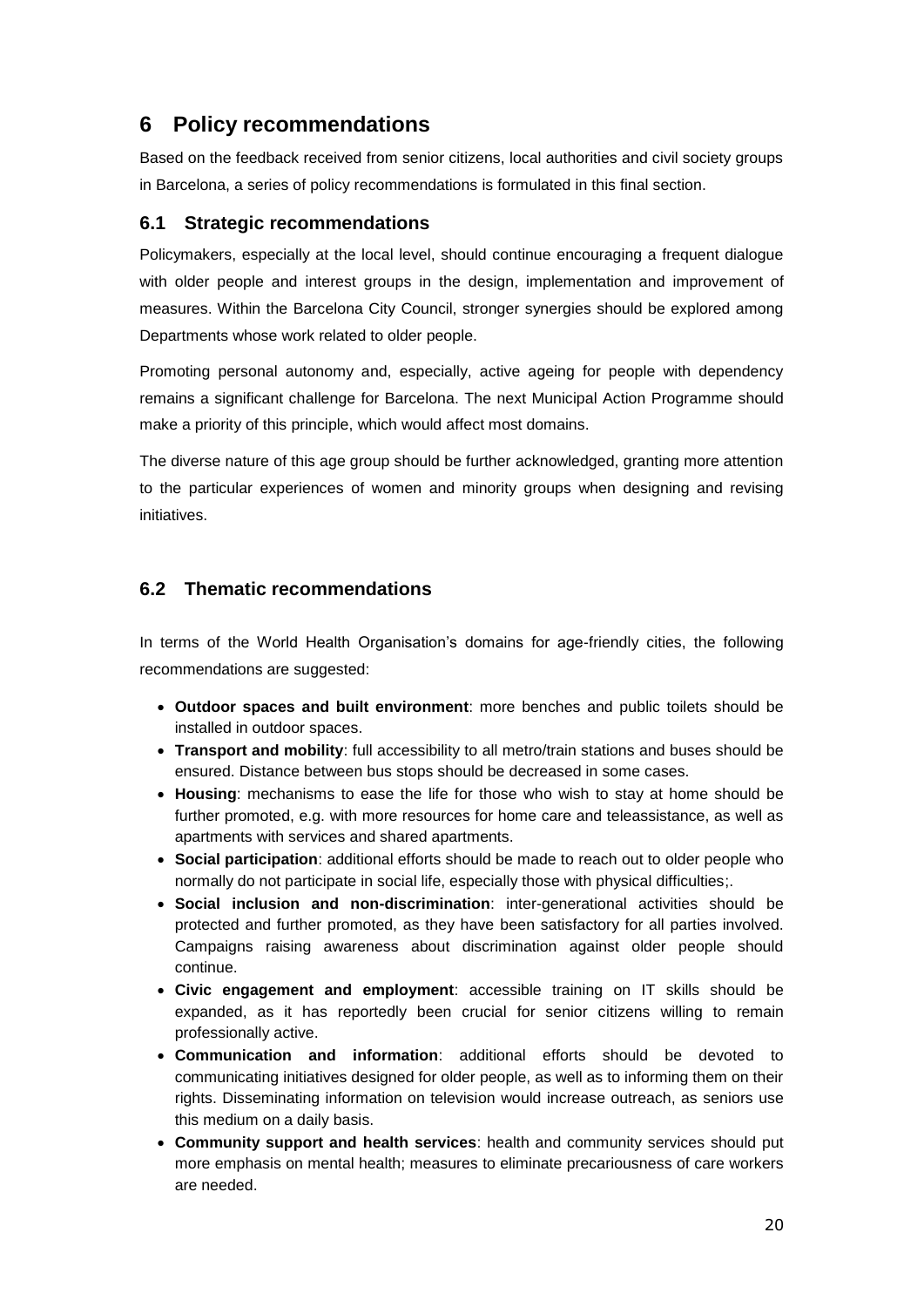# 6 Policy recommendations

Based on the feedback received from senior citizens, local authorities and civil society groups in Barcelona, a series of policy recommendations is formulated in this final section.

## 6.1 Strategic recommendations

Policymakers, especially at the local level, should continue encouraging a frequent dialogue with older people and interest groups in the design, implementation and improvement of measures. Within the Barcelona City Council, stronger synergies should be explored among Departments whose work related to older people.

Promoting personal autonomy and, especially, active ageing for people with dependency remains a significant challenge for Barcelona. The next Municipal Action Programme should make a priority of this principle, which would affect most domains.

The diverse nature of this age group should be further acknowledged, granting more attention to the particular experiences of women and minority groups when designing and revising initiatives.

## 6.2 Thematic recommendations

In terms of the World Health Organisation's domains for age-friendly cities, the following recommendations are suggested:

- **Outdoor spaces and built environment**: more benches and public toilets should be installed in outdoor spaces.
- **Transport and mobility**: full accessibility to all metro/train stations and buses should be ensured. Distance between bus stops should be decreased in some cases.
- **Housing**: mechanisms to ease the life for those who wish to stay at home should be further promoted, e.g. with more resources for home care and teleassistance, as well as apartments with services and shared apartments.
- **Social participation**: additional efforts should be made to reach out to older people who normally do not participate in social life, especially those with physical difficulties;.
- **Social inclusion and non-discrimination**: inter-generational activities should be protected and further promoted, as they have been satisfactory for all parties involved. Campaigns raising awareness about discrimination against older people should continue.
- **Civic engagement and employment**: accessible training on IT skills should be expanded, as it has reportedly been crucial for senior citizens willing to remain professionally active.
- **Communication and information**: additional efforts should be devoted to communicating initiatives designed for older people, as well as to informing them on their rights. Disseminating information on television would increase outreach, as seniors use this medium on a daily basis.
- **Community support and health services**: health and community services should put more emphasis on mental health; measures to eliminate precariousness of care workers are needed.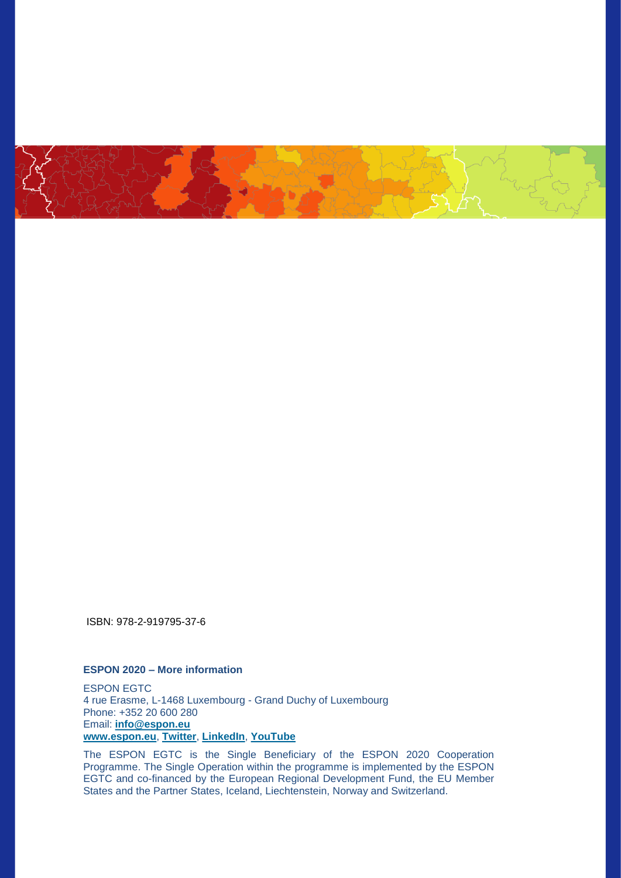ISBN: 978-2-919795-37-6

**ESPON 2020 – More information**

ESPON EGTC
4 rue Erasme, L-1468 Luxembourg - Grand Duchy of Luxembourg
Phone: +352 20 600 280
Email: **info@espon.eu**
**www.espon.eu**, **Twitter**, **LinkedIn**, **YouTube**

The ESPON EGTC is the Single Beneficiary of the ESPON 2020 Cooperation Programme. The Single Operation within the programme is implemented by the ESPON EGTC and co-financed by the European Regional Development Fund, the EU Member States and the Partner States, Iceland, Liechtenstein, Norway and Switzerland.